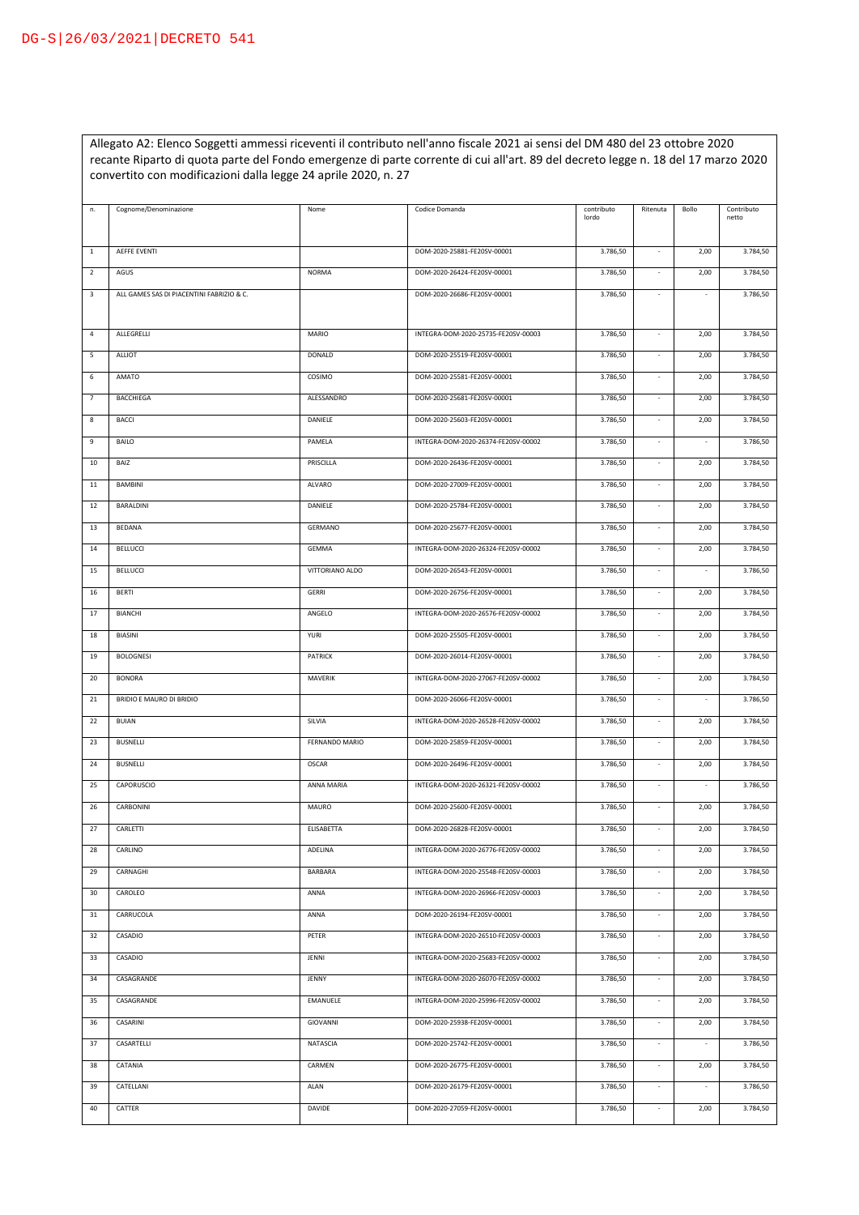DG-S|26/03/2021|DECRETO 541

Allegato A2: Elenco Soggetti ammessi riceventi il contributo nell'anno fiscale 2021 ai sensi del DM 480 del 23 ottobre 2020 recante Riparto di quota parte del Fondo emergenze di parte corrente di cui all'art. 89 del decreto legge n. 18 del 17 marzo 2020 convertito con modificazioni dalla legge 24 aprile 2020, n. 27

| n. | Cognome/Denominazione | Nome | Codice Domanda | contributo lordo | Ritenuta | Bollo | Contributo netto |
|---|---|---|---|---|---|---|---|
| 1 | AEFFE EVENTI | | DOM-2020-25881-FE20SV-00001 | 3.786,50 | - | 2,00 | 3.784,50 |
| 2 | AGUS | NORMA | DOM-2020-26424-FE20SV-00001 | 3.786,50 | - | 2,00 | 3.784,50 |
| 3 | ALL GAMES SAS DI PIACENTINI FABRIZIO & C. | | DOM-2020-26686-FE20SV-00001 | 3.786,50 | - | - | 3.786,50 |
| 4 | ALLEGRELLI | MARIO | INTEGRA-DOM-2020-25735-FE20SV-00003 | 3.786,50 | - | 2,00 | 3.784,50 |
| 5 | ALLIOT | DONALD | DOM-2020-25519-FE20SV-00001 | 3.786,50 | - | 2,00 | 3.784,50 |
| 6 | AMATO | COSIMO | DOM-2020-25581-FE20SV-00001 | 3.786,50 | - | 2,00 | 3.784,50 |
| 7 | BACCHIEGA | ALESSANDRO | DOM-2020-25681-FE20SV-00001 | 3.786,50 | - | 2,00 | 3.784,50 |
| 8 | BACCI | DANIELE | DOM-2020-25603-FE20SV-00001 | 3.786,50 | - | 2,00 | 3.784,50 |
| 9 | BAILO | PAMELA | INTEGRA-DOM-2020-26374-FE20SV-00002 | 3.786,50 | - | - | 3.786,50 |
| 10 | BAIZ | PRISCILLA | DOM-2020-26436-FE20SV-00001 | 3.786,50 | - | 2,00 | 3.784,50 |
| 11 | BAMBINI | ALVARO | DOM-2020-27009-FE20SV-00001 | 3.786,50 | - | 2,00 | 3.784,50 |
| 12 | BARALDINI | DANIELE | DOM-2020-25784-FE20SV-00001 | 3.786,50 | - | 2,00 | 3.784,50 |
| 13 | BEDANA | GERMANO | DOM-2020-25677-FE20SV-00001 | 3.786,50 | - | 2,00 | 3.784,50 |
| 14 | BELLUCCI | GEMMA | INTEGRA-DOM-2020-26324-FE20SV-00002 | 3.786,50 | - | 2,00 | 3.784,50 |
| 15 | BELLUCCI | VITTORIANO ALDO | DOM-2020-26543-FE20SV-00001 | 3.786,50 | - | - | 3.786,50 |
| 16 | BERTI | GERRI | DOM-2020-26756-FE20SV-00001 | 3.786,50 | - | 2,00 | 3.784,50 |
| 17 | BIANCHI | ANGELO | INTEGRA-DOM-2020-26576-FE20SV-00002 | 3.786,50 | - | 2,00 | 3.784,50 |
| 18 | BIASINI | YURI | DOM-2020-25505-FE20SV-00001 | 3.786,50 | - | 2,00 | 3.784,50 |
| 19 | BOLOGNESI | PATRICK | DOM-2020-26014-FE20SV-00001 | 3.786,50 | - | 2,00 | 3.784,50 |
| 20 | BONORA | MAVERIK | INTEGRA-DOM-2020-27067-FE20SV-00002 | 3.786,50 | - | 2,00 | 3.784,50 |
| 21 | BRIDIO E MAURO DI BRIDIO | | DOM-2020-26066-FE20SV-00001 | 3.786,50 | - | - | 3.786,50 |
| 22 | BUIAN | SILVIA | INTEGRA-DOM-2020-26528-FE20SV-00002 | 3.786,50 | - | 2,00 | 3.784,50 |
| 23 | BUSNELLI | FERNANDO MARIO | DOM-2020-25859-FE20SV-00001 | 3.786,50 | - | 2,00 | 3.784,50 |
| 24 | BUSNELLI | OSCAR | DOM-2020-26496-FE20SV-00001 | 3.786,50 | - | 2,00 | 3.784,50 |
| 25 | CAPORUSCIO | ANNA MARIA | INTEGRA-DOM-2020-26321-FE20SV-00002 | 3.786,50 | - | - | 3.786,50 |
| 26 | CARBONINI | MAURO | DOM-2020-25600-FE20SV-00001 | 3.786,50 | - | 2,00 | 3.784,50 |
| 27 | CARLETTI | ELISABETTA | DOM-2020-26828-FE20SV-00001 | 3.786,50 | - | 2,00 | 3.784,50 |
| 28 | CARLINO | ADELINA | INTEGRA-DOM-2020-26776-FE20SV-00002 | 3.786,50 | - | 2,00 | 3.784,50 |
| 29 | CARNAGHI | BARBARA | INTEGRA-DOM-2020-25548-FE20SV-00003 | 3.786,50 | - | 2,00 | 3.784,50 |
| 30 | CAROLEO | ANNA | INTEGRA-DOM-2020-26966-FE20SV-00003 | 3.786,50 | - | 2,00 | 3.784,50 |
| 31 | CARRUCOLA | ANNA | DOM-2020-26194-FE20SV-00001 | 3.786,50 | - | 2,00 | 3.784,50 |
| 32 | CASADIO | PETER | INTEGRA-DOM-2020-26510-FE20SV-00003 | 3.786,50 | - | 2,00 | 3.784,50 |
| 33 | CASADIO | JENNI | INTEGRA-DOM-2020-25683-FE20SV-00002 | 3.786,50 | - | 2,00 | 3.784,50 |
| 34 | CASAGRANDE | JENNY | INTEGRA-DOM-2020-26070-FE20SV-00002 | 3.786,50 | - | 2,00 | 3.784,50 |
| 35 | CASAGRANDE | EMANUELE | INTEGRA-DOM-2020-25996-FE20SV-00002 | 3.786,50 | - | 2,00 | 3.784,50 |
| 36 | CASARINI | GIOVANNI | DOM-2020-25938-FE20SV-00001 | 3.786,50 | - | 2,00 | 3.784,50 |
| 37 | CASARTELLI | NATASCIA | DOM-2020-25742-FE20SV-00001 | 3.786,50 | - | - | 3.786,50 |
| 38 | CATANIA | CARMEN | DOM-2020-26775-FE20SV-00001 | 3.786,50 | - | 2,00 | 3.784,50 |
| 39 | CATELLANI | ALAN | DOM-2020-26179-FE20SV-00001 | 3.786,50 | - | - | 3.786,50 |
| 40 | CATTER | DAVIDE | DOM-2020-27059-FE20SV-00001 | 3.786,50 | - | 2,00 | 3.784,50 |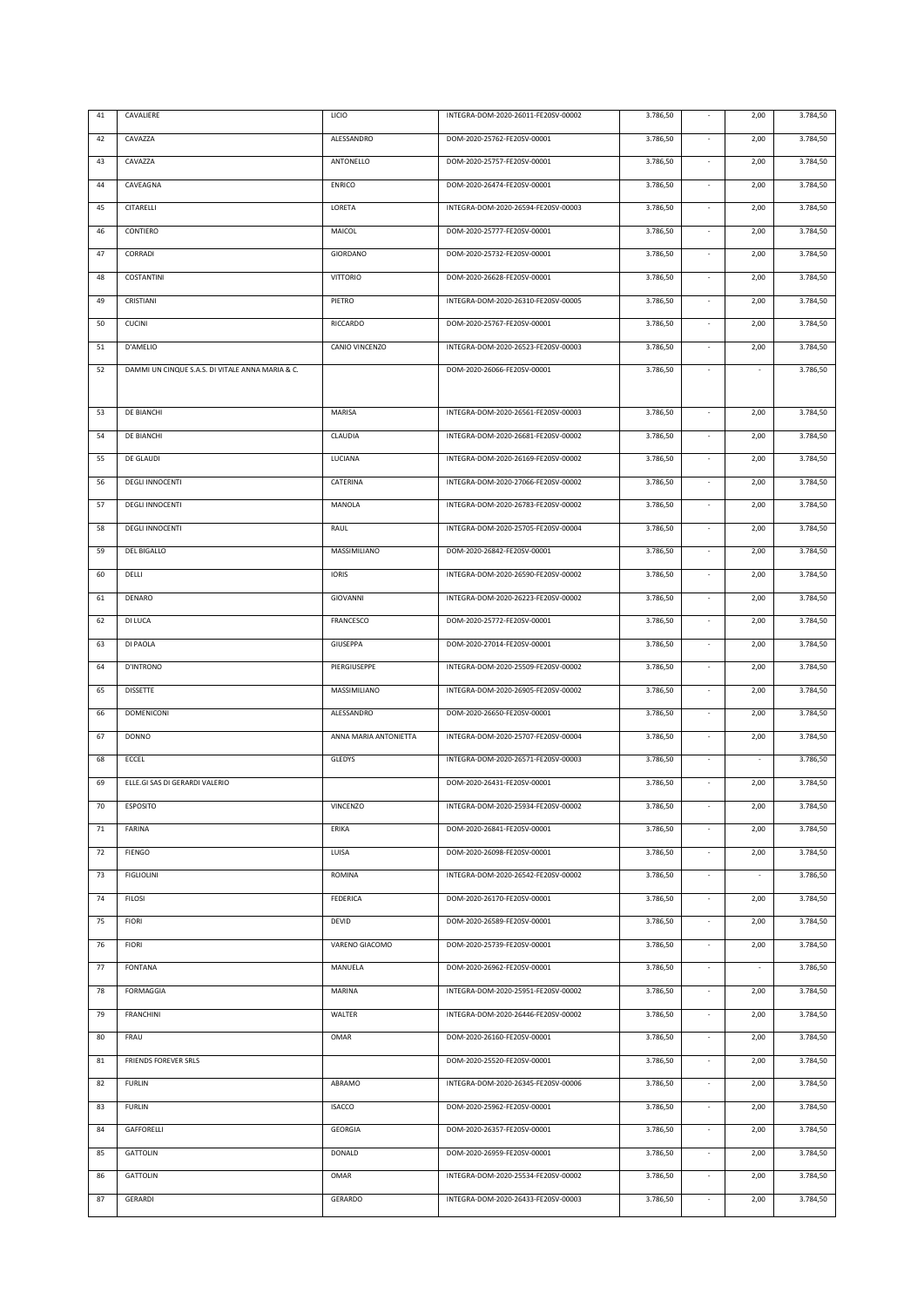| 41 | CAVALIERE | LICIO | INTEGRA-DOM-2020-26011-FE20SV-00002 | 3.786,50 | - | 2,00 | 3.784,50 |
|---|---|---|---|---|---|---|---|
| 42 | CAVAZZA | ALESSANDRO | DOM-2020-25762-FE20SV-00001 | 3.786,50 | - | 2,00 | 3.784,50 |
| 43 | CAVAZZA | ANTONELLO | DOM-2020-25757-FE20SV-00001 | 3.786,50 | - | 2,00 | 3.784,50 |
| 44 | CAVEAGNA | ENRICO | DOM-2020-26474-FE20SV-00001 | 3.786,50 | - | 2,00 | 3.784,50 |
| 45 | CITARELLI | LORETA | INTEGRA-DOM-2020-26594-FE20SV-00003 | 3.786,50 | - | 2,00 | 3.784,50 |
| 46 | CONTIERO | MAICOL | DOM-2020-25777-FE20SV-00001 | 3.786,50 | - | 2,00 | 3.784,50 |
| 47 | CORRADI | GIORDANO | DOM-2020-25732-FE20SV-00001 | 3.786,50 | - | 2,00 | 3.784,50 |
| 48 | COSTANTINI | VITTORIO | DOM-2020-26628-FE20SV-00001 | 3.786,50 | - | 2,00 | 3.784,50 |
| 49 | CRISTIANI | PIETRO | INTEGRA-DOM-2020-26310-FE20SV-00005 | 3.786,50 | - | 2,00 | 3.784,50 |
| 50 | CUCINI | RICCARDO | DOM-2020-25767-FE20SV-00001 | 3.786,50 | - | 2,00 | 3.784,50 |
| 51 | D'AMELIO | CANIO VINCENZO | INTEGRA-DOM-2020-26523-FE20SV-00003 | 3.786,50 | - | 2,00 | 3.784,50 |
| 52 | DAMMI UN CINQUE S.A.S. DI VITALE ANNA MARIA & C. | | DOM-2020-26066-FE20SV-00001 | 3.786,50 | - | - | 3.786,50 |
| 53 | DE BIANCHI | MARISA | INTEGRA-DOM-2020-26561-FE20SV-00003 | 3.786,50 | - | 2,00 | 3.784,50 |
| 54 | DE BIANCHI | CLAUDIA | INTEGRA-DOM-2020-26681-FE20SV-00002 | 3.786,50 | - | 2,00 | 3.784,50 |
| 55 | DE GLAUDI | LUCIANA | INTEGRA-DOM-2020-26169-FE20SV-00002 | 3.786,50 | - | 2,00 | 3.784,50 |
| 56 | DEGLI INNOCENTI | CATERINA | INTEGRA-DOM-2020-27066-FE20SV-00002 | 3.786,50 | - | 2,00 | 3.784,50 |
| 57 | DEGLI INNOCENTI | MANOLA | INTEGRA-DOM-2020-26783-FE20SV-00002 | 3.786,50 | - | 2,00 | 3.784,50 |
| 58 | DEGLI INNOCENTI | RAUL | INTEGRA-DOM-2020-25705-FE20SV-00004 | 3.786,50 | - | 2,00 | 3.784,50 |
| 59 | DEL BIGALLO | MASSIMILIANO | DOM-2020-26842-FE20SV-00001 | 3.786,50 | - | 2,00 | 3.784,50 |
| 60 | DELLI | IORIS | INTEGRA-DOM-2020-26590-FE20SV-00002 | 3.786,50 | - | 2,00 | 3.784,50 |
| 61 | DENARO | GIOVANNI | INTEGRA-DOM-2020-26223-FE20SV-00002 | 3.786,50 | - | 2,00 | 3.784,50 |
| 62 | DI LUCA | FRANCESCO | DOM-2020-25772-FE20SV-00001 | 3.786,50 | - | 2,00 | 3.784,50 |
| 63 | DI PAOLA | GIUSEPPA | DOM-2020-27014-FE20SV-00001 | 3.786,50 | - | 2,00 | 3.784,50 |
| 64 | D'INTRONO | PIERGIUSEPPE | INTEGRA-DOM-2020-25509-FE20SV-00002 | 3.786,50 | - | 2,00 | 3.784,50 |
| 65 | DISSETTE | MASSIMILIANO | INTEGRA-DOM-2020-26905-FE20SV-00002 | 3.786,50 | - | 2,00 | 3.784,50 |
| 66 | DOMENICONI | ALESSANDRO | DOM-2020-26650-FE20SV-00001 | 3.786,50 | - | 2,00 | 3.784,50 |
| 67 | DONNO | ANNA MARIA ANTONIETTA | INTEGRA-DOM-2020-25707-FE20SV-00004 | 3.786,50 | - | 2,00 | 3.784,50 |
| 68 | ECCEL | GLEDYS | INTEGRA-DOM-2020-26571-FE20SV-00003 | 3.786,50 | - | - | 3.786,50 |
| 69 | ELLE.GI SAS DI GERARDI VALERIO | | DOM-2020-26431-FE20SV-00001 | 3.786,50 | - | 2,00 | 3.784,50 |
| 70 | ESPOSITO | VINCENZO | INTEGRA-DOM-2020-25934-FE20SV-00002 | 3.786,50 | - | 2,00 | 3.784,50 |
| 71 | FARINA | ERIKA | DOM-2020-26841-FE20SV-00001 | 3.786,50 | - | 2,00 | 3.784,50 |
| 72 | FIENGO | LUISA | DOM-2020-26098-FE20SV-00001 | 3.786,50 | - | 2,00 | 3.784,50 |
| 73 | FIGLIOLINI | ROMINA | INTEGRA-DOM-2020-26542-FE20SV-00002 | 3.786,50 | - | - | 3.786,50 |
| 74 | FILOSI | FEDERICA | DOM-2020-26170-FE20SV-00001 | 3.786,50 | - | 2,00 | 3.784,50 |
| 75 | FIORI | DEVID | DOM-2020-26589-FE20SV-00001 | 3.786,50 | - | 2,00 | 3.784,50 |
| 76 | FIORI | VARENO GIACOMO | DOM-2020-25739-FE20SV-00001 | 3.786,50 | - | 2,00 | 3.784,50 |
| 77 | FONTANA | MANUELA | DOM-2020-26962-FE20SV-00001 | 3.786,50 | - | - | 3.786,50 |
| 78 | FORMAGGIA | MARINA | INTEGRA-DOM-2020-25951-FE20SV-00002 | 3.786,50 | - | 2,00 | 3.784,50 |
| 79 | FRANCHINI | WALTER | INTEGRA-DOM-2020-26446-FE20SV-00002 | 3.786,50 | - | 2,00 | 3.784,50 |
| 80 | FRAU | OMAR | DOM-2020-26160-FE20SV-00001 | 3.786,50 | - | 2,00 | 3.784,50 |
| 81 | FRIENDS FOREVER SRLS | | DOM-2020-25520-FE20SV-00001 | 3.786,50 | - | 2,00 | 3.784,50 |
| 82 | FURLIN | ABRAMO | INTEGRA-DOM-2020-26345-FE20SV-00006 | 3.786,50 | - | 2,00 | 3.784,50 |
| 83 | FURLIN | ISACCO | DOM-2020-25962-FE20SV-00001 | 3.786,50 | - | 2,00 | 3.784,50 |
| 84 | GAFFORELLI | GEORGIA | DOM-2020-26357-FE20SV-00001 | 3.786,50 | - | 2,00 | 3.784,50 |
| 85 | GATTOLIN | DONALD | DOM-2020-26959-FE20SV-00001 | 3.786,50 | - | 2,00 | 3.784,50 |
| 86 | GATTOLIN | OMAR | INTEGRA-DOM-2020-25534-FE20SV-00002 | 3.786,50 | - | 2,00 | 3.784,50 |
| 87 | GERARDI | GERARDO | INTEGRA-DOM-2020-26433-FE20SV-00003 | 3.786,50 | - | 2,00 | 3.784,50 |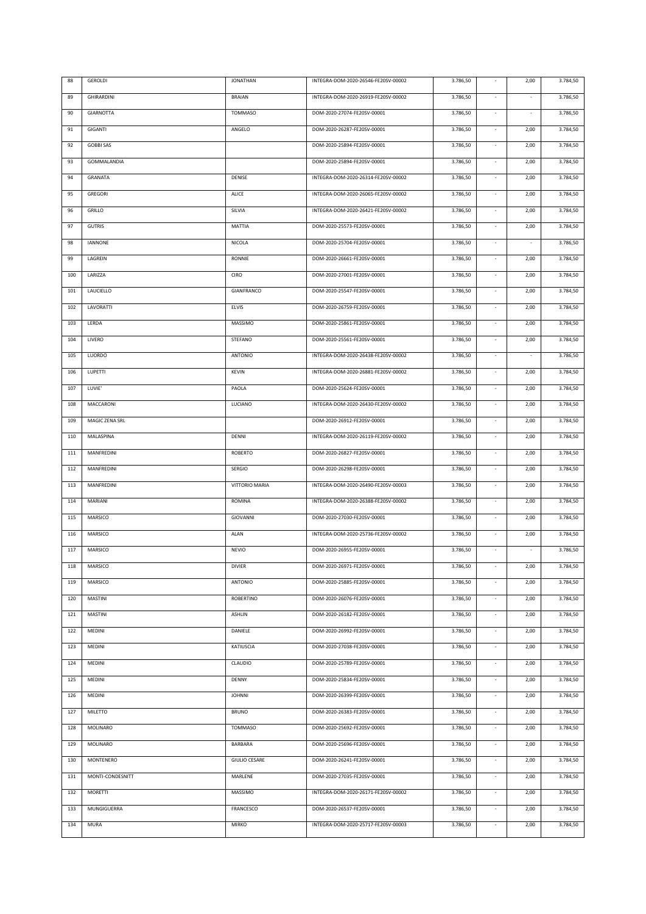| 88 | GEROLDI | JONATHAN | INTEGRA-DOM-2020-26546-FE20SV-00002 | 3.786,50 | - | 2,00 | 3.784,50 |
|---|---|---|---|---|---|---|---|
| 89 | GHIRARDINI | BRAIAN | INTEGRA-DOM-2020-26919-FE20SV-00002 | 3.786,50 | - | - | 3.786,50 |
| 90 | GIARNOTTA | TOMMASO | DOM-2020-27074-FE20SV-00001 | 3.786,50 | - | - | 3.786,50 |
| 91 | GIGANTI | ANGELO | DOM-2020-26287-FE20SV-00001 | 3.786,50 | - | 2,00 | 3.784,50 |
| 92 | GOBBI SAS | | DOM-2020-25894-FE20SV-00001 | 3.786,50 | - | 2,00 | 3.784,50 |
| 93 | GOMMALANDIA | | DOM-2020-25894-FE20SV-00001 | 3.786,50 | - | 2,00 | 3.784,50 |
| 94 | GRANATA | DENISE | INTEGRA-DOM-2020-26314-FE20SV-00002 | 3.786,50 | - | 2,00 | 3.784,50 |
| 95 | GREGORI | ALICE | INTEGRA-DOM-2020-26065-FE20SV-00002 | 3.786,50 | - | 2,00 | 3.784,50 |
| 96 | GRILLO | SILVIA | INTEGRA-DOM-2020-26421-FE20SV-00002 | 3.786,50 | - | 2,00 | 3.784,50 |
| 97 | GUTRIS | MATTIA | DOM-2020-25573-FE20SV-00001 | 3.786,50 | - | 2,00 | 3.784,50 |
| 98 | IANNONE | NICOLA | DOM-2020-25704-FE20SV-00001 | 3.786,50 | - | - | 3.786,50 |
| 99 | LAGREIN | RONNIE | DOM-2020-26661-FE20SV-00001 | 3.786,50 | - | 2,00 | 3.784,50 |
| 100 | LARIZZA | CIRO | DOM-2020-27001-FE20SV-00001 | 3.786,50 | - | 2,00 | 3.784,50 |
| 101 | LAUCIELLO | GIANFRANCO | DOM-2020-25547-FE20SV-00001 | 3.786,50 | - | 2,00 | 3.784,50 |
| 102 | LAVORATTI | ELVIS | DOM-2020-26759-FE20SV-00001 | 3.786,50 | - | 2,00 | 3.784,50 |
| 103 | LERDA | MASSIMO | DOM-2020-25861-FE20SV-00001 | 3.786,50 | - | 2,00 | 3.784,50 |
| 104 | LIVERO | STEFANO | DOM-2020-25561-FE20SV-00001 | 3.786,50 | - | 2,00 | 3.784,50 |
| 105 | LUORDO | ANTONIO | INTEGRA-DOM-2020-26438-FE20SV-00002 | 3.786,50 | - | - | 3.786,50 |
| 106 | LUPETTI | KEVIN | INTEGRA-DOM-2020-26881-FE20SV-00002 | 3.786,50 | - | 2,00 | 3.784,50 |
| 107 | LUVIE' | PAOLA | DOM-2020-25624-FE20SV-00001 | 3.786,50 | - | 2,00 | 3.784,50 |
| 108 | MACCARONI | LUCIANO | INTEGRA-DOM-2020-26430-FE20SV-00002 | 3.786,50 | - | 2,00 | 3.784,50 |
| 109 | MAGIC ZENA SRL | | DOM-2020-26912-FE20SV-00001 | 3.786,50 | - | 2,00 | 3.784,50 |
| 110 | MALASPINA | DENNI | INTEGRA-DOM-2020-26119-FE20SV-00002 | 3.786,50 | - | 2,00 | 3.784,50 |
| 111 | MANFREDINI | ROBERTO | DOM-2020-26827-FE20SV-00001 | 3.786,50 | - | 2,00 | 3.784,50 |
| 112 | MANFREDINI | SERGIO | DOM-2020-26298-FE20SV-00001 | 3.786,50 | - | 2,00 | 3.784,50 |
| 113 | MANFREDINI | VITTORIO MARIA | INTEGRA-DOM-2020-26490-FE20SV-00003 | 3.786,50 | - | 2,00 | 3.784,50 |
| 114 | MARIANI | ROMINA | INTEGRA-DOM-2020-26388-FE20SV-00002 | 3.786,50 | - | 2,00 | 3.784,50 |
| 115 | MARSICO | GIOVANNI | DOM-2020-27030-FE20SV-00001 | 3.786,50 | - | 2,00 | 3.784,50 |
| 116 | MARSICO | ALAN | INTEGRA-DOM-2020-25736-FE20SV-00002 | 3.786,50 | - | 2,00 | 3.784,50 |
| 117 | MARSICO | NEVIO | DOM-2020-26955-FE20SV-00001 | 3.786,50 | - | - | 3.786,50 |
| 118 | MARSICO | DIVIER | DOM-2020-26971-FE20SV-00001 | 3.786,50 | - | 2,00 | 3.784,50 |
| 119 | MARSICO | ANTONIO | DOM-2020-25885-FE20SV-00001 | 3.786,50 | - | 2,00 | 3.784,50 |
| 120 | MASTINI | ROBERTINO | DOM-2020-26076-FE20SV-00001 | 3.786,50 | - | 2,00 | 3.784,50 |
| 121 | MASTINI | ASHLIN | DOM-2020-26182-FE20SV-00001 | 3.786,50 | - | 2,00 | 3.784,50 |
| 122 | MEDINI | DANIELE | DOM-2020-26992-FE20SV-00001 | 3.786,50 | - | 2,00 | 3.784,50 |
| 123 | MEDINI | KATIUSCIA | DOM-2020-27038-FE20SV-00001 | 3.786,50 | - | 2,00 | 3.784,50 |
| 124 | MEDINI | CLAUDIO | DOM-2020-25789-FE20SV-00001 | 3.786,50 | - | 2,00 | 3.784,50 |
| 125 | MEDINI | DENNY | DOM-2020-25834-FE20SV-00001 | 3.786,50 | - | 2,00 | 3.784,50 |
| 126 | MEDINI | JOHNNI | DOM-2020-26399-FE20SV-00001 | 3.786,50 | - | 2,00 | 3.784,50 |
| 127 | MILETTO | BRUNO | DOM-2020-26383-FE20SV-00001 | 3.786,50 | - | 2,00 | 3.784,50 |
| 128 | MOLINARO | TOMMASO | DOM-2020-25692-FE20SV-00001 | 3.786,50 | - | 2,00 | 3.784,50 |
| 129 | MOLINARO | BARBARA | DOM-2020-25696-FE20SV-00001 | 3.786,50 | - | 2,00 | 3.784,50 |
| 130 | MONTENERO | GIULIO CESARE | DOM-2020-26241-FE20SV-00001 | 3.786,50 | - | 2,00 | 3.784,50 |
| 131 | MONTI-CONDESNITT | MARLENE | DOM-2020-27035-FE20SV-00001 | 3.786,50 | - | 2,00 | 3.784,50 |
| 132 | MORETTI | MASSIMO | INTEGRA-DOM-2020-26171-FE20SV-00002 | 3.786,50 | - | 2,00 | 3.784,50 |
| 133 | MUNGIGUERRA | FRANCESCO | DOM-2020-26537-FE20SV-00001 | 3.786,50 | - | 2,00 | 3.784,50 |
| 134 | MURA | MIRKO | INTEGRA-DOM-2020-25717-FE20SV-00003 | 3.786,50 | - | 2,00 | 3.784,50 |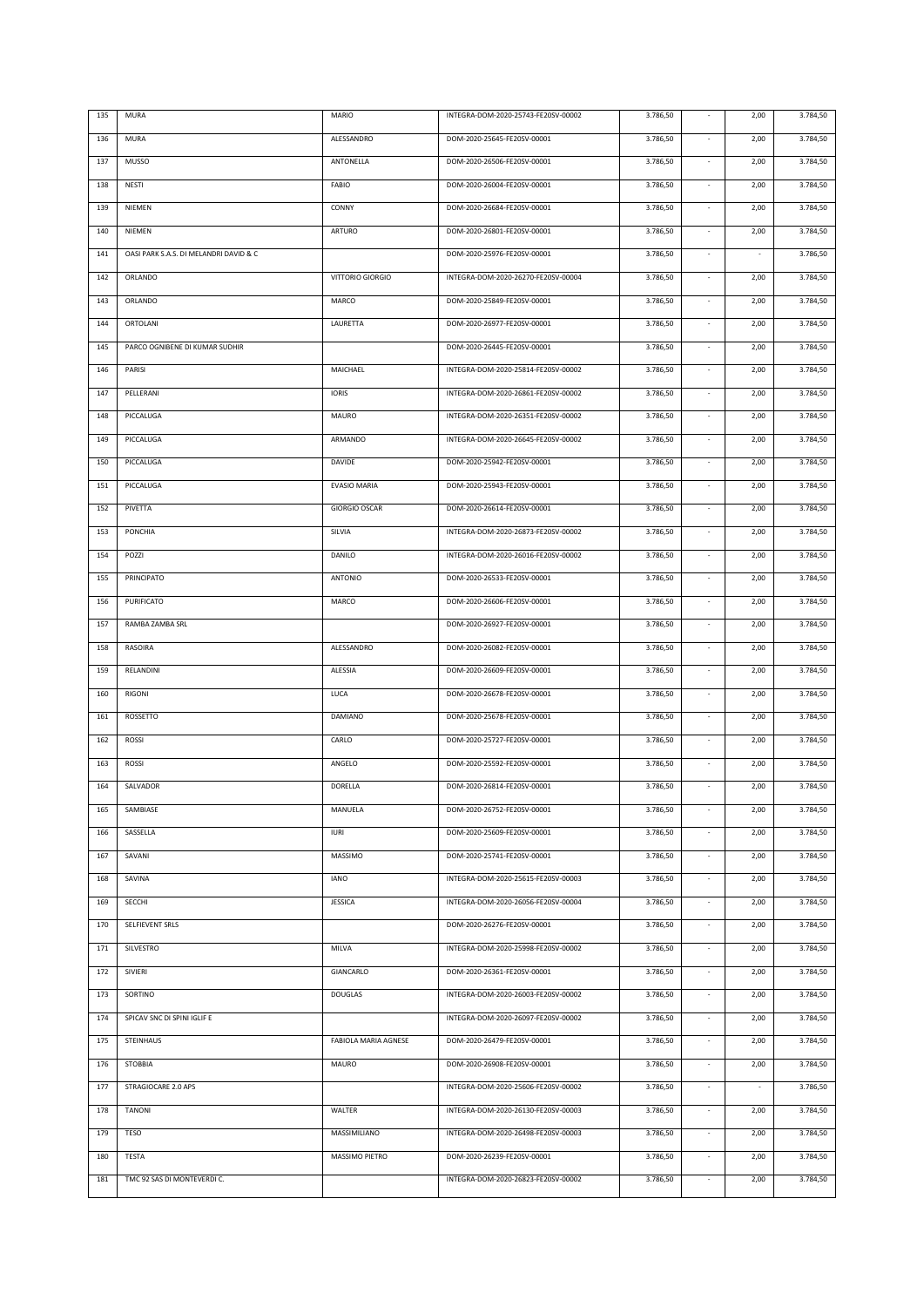| 135 | MURA | MARIO | INTEGRA-DOM-2020-25743-FE20SV-00002 | 3.786,50 | - | 2,00 | 3.784,50 |
|---|---|---|---|---|---|---|---|
| 136 | MURA | ALESSANDRO | DOM-2020-25645-FE20SV-00001 | 3.786,50 | - | 2,00 | 3.784,50 |
| 137 | MUSSO | ANTONELLA | DOM-2020-26506-FE20SV-00001 | 3.786,50 | - | 2,00 | 3.784,50 |
| 138 | NESTI | FABIO | DOM-2020-26004-FE20SV-00001 | 3.786,50 | - | 2,00 | 3.784,50 |
| 139 | NIEMEN | CONNY | DOM-2020-26684-FE20SV-00001 | 3.786,50 | - | 2,00 | 3.784,50 |
| 140 | NIEMEN | ARTURO | DOM-2020-26801-FE20SV-00001 | 3.786,50 | - | 2,00 | 3.784,50 |
| 141 | OASI PARK S.A.S. DI MELANDRI DAVID & C | | DOM-2020-25976-FE20SV-00001 | 3.786,50 | - | - | 3.786,50 |
| 142 | ORLANDO | VITTORIO GIORGIO | INTEGRA-DOM-2020-26270-FE20SV-00004 | 3.786,50 | - | 2,00 | 3.784,50 |
| 143 | ORLANDO | MARCO | DOM-2020-25849-FE20SV-00001 | 3.786,50 | - | 2,00 | 3.784,50 |
| 144 | ORTOLANI | LAURETTA | DOM-2020-26977-FE20SV-00001 | 3.786,50 | - | 2,00 | 3.784,50 |
| 145 | PARCO OGNIBENE DI KUMAR SUDHIR | | DOM-2020-26445-FE20SV-00001 | 3.786,50 | - | 2,00 | 3.784,50 |
| 146 | PARISI | MAICHAEL | INTEGRA-DOM-2020-25814-FE20SV-00002 | 3.786,50 | - | 2,00 | 3.784,50 |
| 147 | PELLERANI | IORIS | INTEGRA-DOM-2020-26861-FE20SV-00002 | 3.786,50 | - | 2,00 | 3.784,50 |
| 148 | PICCALUGA | MAURO | INTEGRA-DOM-2020-26351-FE20SV-00002 | 3.786,50 | - | 2,00 | 3.784,50 |
| 149 | PICCALUGA | ARMANDO | INTEGRA-DOM-2020-26645-FE20SV-00002 | 3.786,50 | - | 2,00 | 3.784,50 |
| 150 | PICCALUGA | DAVIDE | DOM-2020-25942-FE20SV-00001 | 3.786,50 | - | 2,00 | 3.784,50 |
| 151 | PICCALUGA | EVASIO MARIA | DOM-2020-25943-FE20SV-00001 | 3.786,50 | - | 2,00 | 3.784,50 |
| 152 | PIVETTA | GIORGIO OSCAR | DOM-2020-26614-FE20SV-00001 | 3.786,50 | - | 2,00 | 3.784,50 |
| 153 | PONCHIA | SILVIA | INTEGRA-DOM-2020-26873-FE20SV-00002 | 3.786,50 | - | 2,00 | 3.784,50 |
| 154 | POZZI | DANILO | INTEGRA-DOM-2020-26016-FE20SV-00002 | 3.786,50 | - | 2,00 | 3.784,50 |
| 155 | PRINCIPATO | ANTONIO | DOM-2020-26533-FE20SV-00001 | 3.786,50 | - | 2,00 | 3.784,50 |
| 156 | PURIFICATO | MARCO | DOM-2020-26606-FE20SV-00001 | 3.786,50 | - | 2,00 | 3.784,50 |
| 157 | RAMBA ZAMBA SRL | | DOM-2020-26927-FE20SV-00001 | 3.786,50 | - | 2,00 | 3.784,50 |
| 158 | RASOIRA | ALESSANDRO | DOM-2020-26082-FE20SV-00001 | 3.786,50 | - | 2,00 | 3.784,50 |
| 159 | RELANDINI | ALESSIA | DOM-2020-26609-FE20SV-00001 | 3.786,50 | - | 2,00 | 3.784,50 |
| 160 | RIGONI | LUCA | DOM-2020-26678-FE20SV-00001 | 3.786,50 | - | 2,00 | 3.784,50 |
| 161 | ROSSETTO | DAMIANO | DOM-2020-25678-FE20SV-00001 | 3.786,50 | - | 2,00 | 3.784,50 |
| 162 | ROSSI | CARLO | DOM-2020-25727-FE20SV-00001 | 3.786,50 | - | 2,00 | 3.784,50 |
| 163 | ROSSI | ANGELO | DOM-2020-25592-FE20SV-00001 | 3.786,50 | - | 2,00 | 3.784,50 |
| 164 | SALVADOR | DORELLA | DOM-2020-26814-FE20SV-00001 | 3.786,50 | - | 2,00 | 3.784,50 |
| 165 | SAMBIASE | MANUELA | DOM-2020-26752-FE20SV-00001 | 3.786,50 | - | 2,00 | 3.784,50 |
| 166 | SASSELLA | IURI | DOM-2020-25609-FE20SV-00001 | 3.786,50 | - | 2,00 | 3.784,50 |
| 167 | SAVANI | MASSIMO | DOM-2020-25741-FE20SV-00001 | 3.786,50 | - | 2,00 | 3.784,50 |
| 168 | SAVINA | IANO | INTEGRA-DOM-2020-25615-FE20SV-00003 | 3.786,50 | - | 2,00 | 3.784,50 |
| 169 | SECCHI | JESSICA | INTEGRA-DOM-2020-26056-FE20SV-00004 | 3.786,50 | - | 2,00 | 3.784,50 |
| 170 | SELFIEVENT SRLS | | DOM-2020-26276-FE20SV-00001 | 3.786,50 | - | 2,00 | 3.784,50 |
| 171 | SILVESTRO | MILVA | INTEGRA-DOM-2020-25998-FE20SV-00002 | 3.786,50 | - | 2,00 | 3.784,50 |
| 172 | SIVIERI | GIANCARLO | DOM-2020-26361-FE20SV-00001 | 3.786,50 | - | 2,00 | 3.784,50 |
| 173 | SORTINO | DOUGLAS | INTEGRA-DOM-2020-26003-FE20SV-00002 | 3.786,50 | - | 2,00 | 3.784,50 |
| 174 | SPICAV SNC DI SPINI IGLIF E | | INTEGRA-DOM-2020-26097-FE20SV-00002 | 3.786,50 | - | 2,00 | 3.784,50 |
| 175 | STEINHAUS | FABIOLA MARIA AGNESE | DOM-2020-26479-FE20SV-00001 | 3.786,50 | - | 2,00 | 3.784,50 |
| 176 | STOBBIA | MAURO | DOM-2020-26908-FE20SV-00001 | 3.786,50 | - | 2,00 | 3.784,50 |
| 177 | STRAGIOCARE 2.0 APS | | INTEGRA-DOM-2020-25606-FE20SV-00002 | 3.786,50 | - | - | 3.786,50 |
| 178 | TANONI | WALTER | INTEGRA-DOM-2020-26130-FE20SV-00003 | 3.786,50 | - | 2,00 | 3.784,50 |
| 179 | TESO | MASSIMILIANO | INTEGRA-DOM-2020-26498-FE20SV-00003 | 3.786,50 | - | 2,00 | 3.784,50 |
| 180 | TESTA | MASSIMO PIETRO | DOM-2020-26239-FE20SV-00001 | 3.786,50 | - | 2,00 | 3.784,50 |
| 181 | TMC 92 SAS DI MONTEVERDI C. | | INTEGRA-DOM-2020-26823-FE20SV-00002 | 3.786,50 | - | 2,00 | 3.784,50 |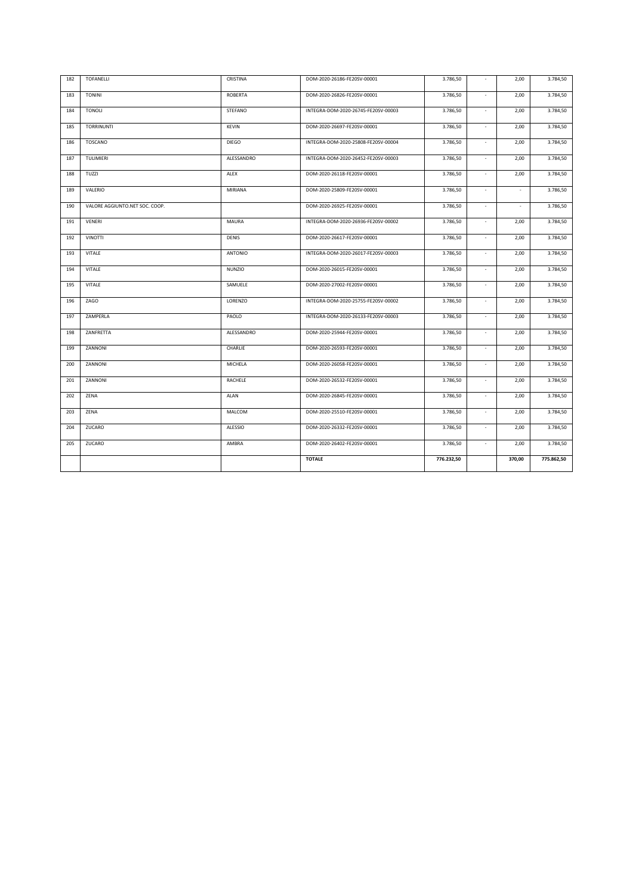| | | | | | | | |
|---|---|---|---|---|---|---|---|
| 182 | TOFANELLI | CRISTINA | DOM-2020-26186-FE20SV-00001 | 3.786,50 | - | 2,00 | 3.784,50 |
| 183 | TONINI | ROBERTA | DOM-2020-26826-FE20SV-00001 | 3.786,50 | - | 2,00 | 3.784,50 |
| 184 | TONOLI | STEFANO | INTEGRA-DOM-2020-26745-FE20SV-00003 | 3.786,50 | - | 2,00 | 3.784,50 |
| 185 | TORRINUNTI | KEVIN | DOM-2020-26697-FE20SV-00001 | 3.786,50 | - | 2,00 | 3.784,50 |
| 186 | TOSCANO | DIEGO | INTEGRA-DOM-2020-25808-FE20SV-00004 | 3.786,50 | - | 2,00 | 3.784,50 |
| 187 | TULIMIERI | ALESSANDRO | INTEGRA-DOM-2020-26452-FE20SV-00003 | 3.786,50 | - | 2,00 | 3.784,50 |
| 188 | TUZZI | ALEX | DOM-2020-26118-FE20SV-00001 | 3.786,50 | - | 2,00 | 3.784,50 |
| 189 | VALERIO | MIRIANA | DOM-2020-25809-FE20SV-00001 | 3.786,50 | - | - | 3.786,50 |
| 190 | VALORE AGGIUNTO.NET SOC. COOP. | | DOM-2020-26925-FE20SV-00001 | 3.786,50 | - | - | 3.786,50 |
| 191 | VENERI | MAURA | INTEGRA-DOM-2020-26936-FE20SV-00002 | 3.786,50 | - | 2,00 | 3.784,50 |
| 192 | VINOTTI | DENIS | DOM-2020-26617-FE20SV-00001 | 3.786,50 | - | 2,00 | 3.784,50 |
| 193 | VITALE | ANTONIO | INTEGRA-DOM-2020-26017-FE20SV-00003 | 3.786,50 | - | 2,00 | 3.784,50 |
| 194 | VITALE | NUNZIO | DOM-2020-26015-FE20SV-00001 | 3.786,50 | - | 2,00 | 3.784,50 |
| 195 | VITALE | SAMUELE | DOM-2020-27002-FE20SV-00001 | 3.786,50 | - | 2,00 | 3.784,50 |
| 196 | ZAGO | LORENZO | INTEGRA-DOM-2020-25755-FE20SV-00002 | 3.786,50 | - | 2,00 | 3.784,50 |
| 197 | ZAMPERLA | PAOLO | INTEGRA-DOM-2020-26133-FE20SV-00003 | 3.786,50 | - | 2,00 | 3.784,50 |
| 198 | ZANFRETTA | ALESSANDRO | DOM-2020-25944-FE20SV-00001 | 3.786,50 | - | 2,00 | 3.784,50 |
| 199 | ZANNONI | CHARLIE | DOM-2020-26593-FE20SV-00001 | 3.786,50 | - | 2,00 | 3.784,50 |
| 200 | ZANNONI | MICHELA | DOM-2020-26058-FE20SV-00001 | 3.786,50 | - | 2,00 | 3.784,50 |
| 201 | ZANNONI | RACHELE | DOM-2020-26532-FE20SV-00001 | 3.786,50 | - | 2,00 | 3.784,50 |
| 202 | ZENA | ALAN | DOM-2020-26845-FE20SV-00001 | 3.786,50 | - | 2,00 | 3.784,50 |
| 203 | ZENA | MALCOM | DOM-2020-25510-FE20SV-00001 | 3.786,50 | - | 2,00 | 3.784,50 |
| 204 | ZUCARO | ALESSIO | DOM-2020-26332-FE20SV-00001 | 3.786,50 | - | 2,00 | 3.784,50 |
| 205 | ZUCARO | AMBRA | DOM-2020-26402-FE20SV-00001 | 3.786,50 | - | 2,00 | 3.784,50 |
| | | | **TOTALE** | **776.232,50** | | **370,00** | **775.862,50** |